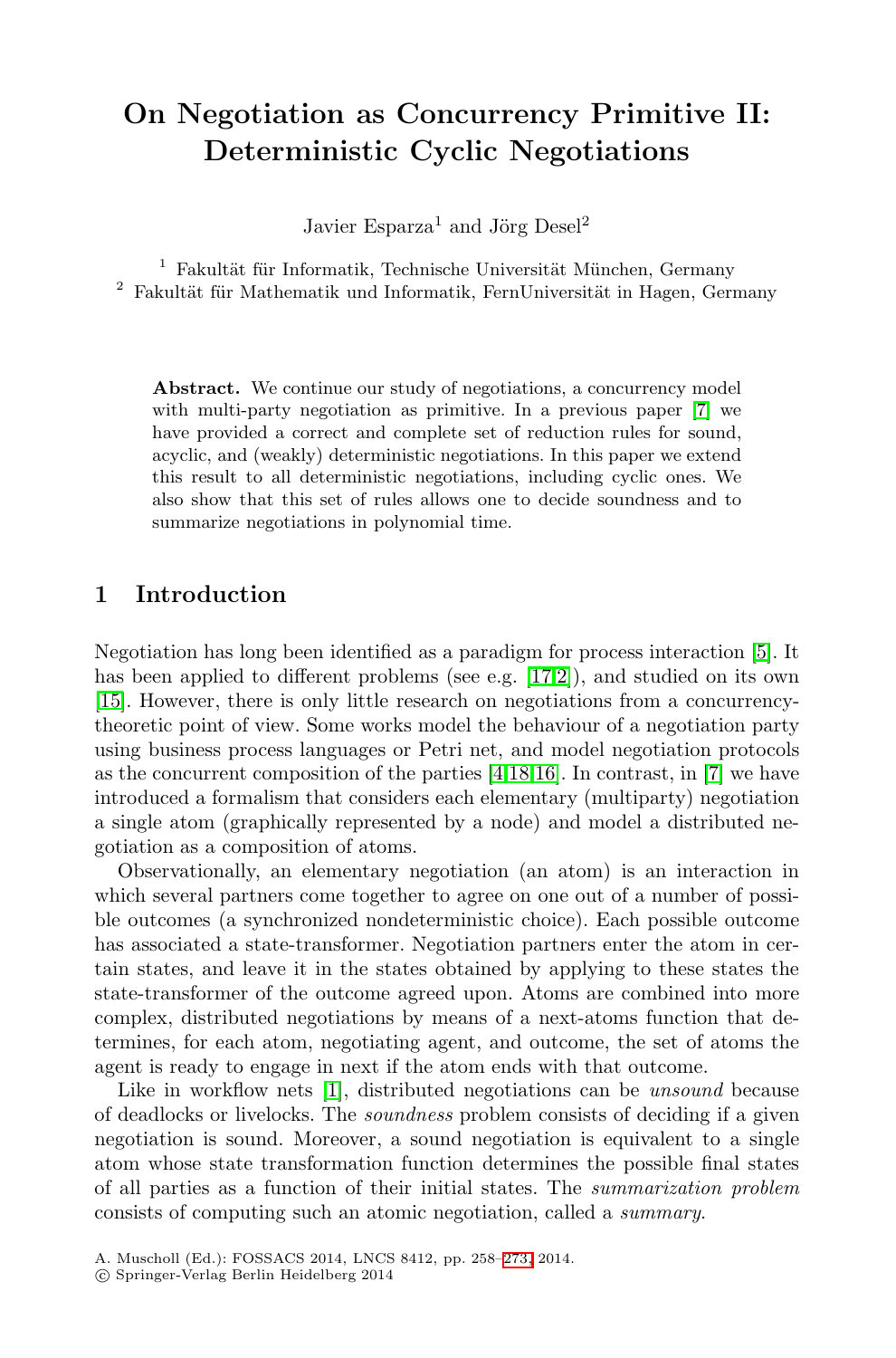# On Negotiation as Concurrency Primitive II: Deterministic Cyclic Negotiations

Javier Esparza[1] and Jörg Desel[2]

[1] Fakultät für Informatik, Technische Universität München, Germany
[2] Fakultät für Mathematik und Informatik, FernUniversität in Hagen, Germany

**Abstract.** We continue our study of negotiations, a concurrency model with multi-party negotiation as primitive. In a previous paper [7] we have provided a correct and complete set of reduction rules for sound, acyclic, and (weakly) deterministic negotiations. In this paper we extend this result to all deterministic negotiations, including cyclic ones. We also show that this set of rules allows one to decide soundness and to summarize negotiations in polynomial time.

## 1 Introduction

Negotiation has long been identified as a paradigm for process interaction [5]. It has been applied to different problems (see e.g. [17,2]), and studied on its own [15]. However, there is only little research on negotiations from a concurrency-theoretic point of view. Some works model the behaviour of a negotiation party using business process languages or Petri net, and model negotiation protocols as the concurrent composition of the parties [4,18,16]. In contrast, in [7] we have introduced a formalism that considers each elementary (multiparty) negotiation a single atom (graphically represented by a node) and model a distributed negotiation as a composition of atoms.

Observationally, an elementary negotiation (an atom) is an interaction in which several partners come together to agree on one out of a number of possible outcomes (a synchronized nondeterministic choice). Each possible outcome has associated a state-transformer. Negotiation partners enter the atom in certain states, and leave it in the states obtained by applying to these states the state-transformer of the outcome agreed upon. Atoms are combined into more complex, distributed negotiations by means of a next-atoms function that determines, for each atom, negotiating agent, and outcome, the set of atoms the agent is ready to engage in next if the atom ends with that outcome.

Like in workflow nets [1], distributed negotiations can be *unsound* because of deadlocks or livelocks. The *soundness* problem consists of deciding if a given negotiation is sound. Moreover, a sound negotiation is equivalent to a single atom whose state transformation function determines the possible final states of all parties as a function of their initial states. The *summarization problem* consists of computing such an atomic negotiation, called a *summary*.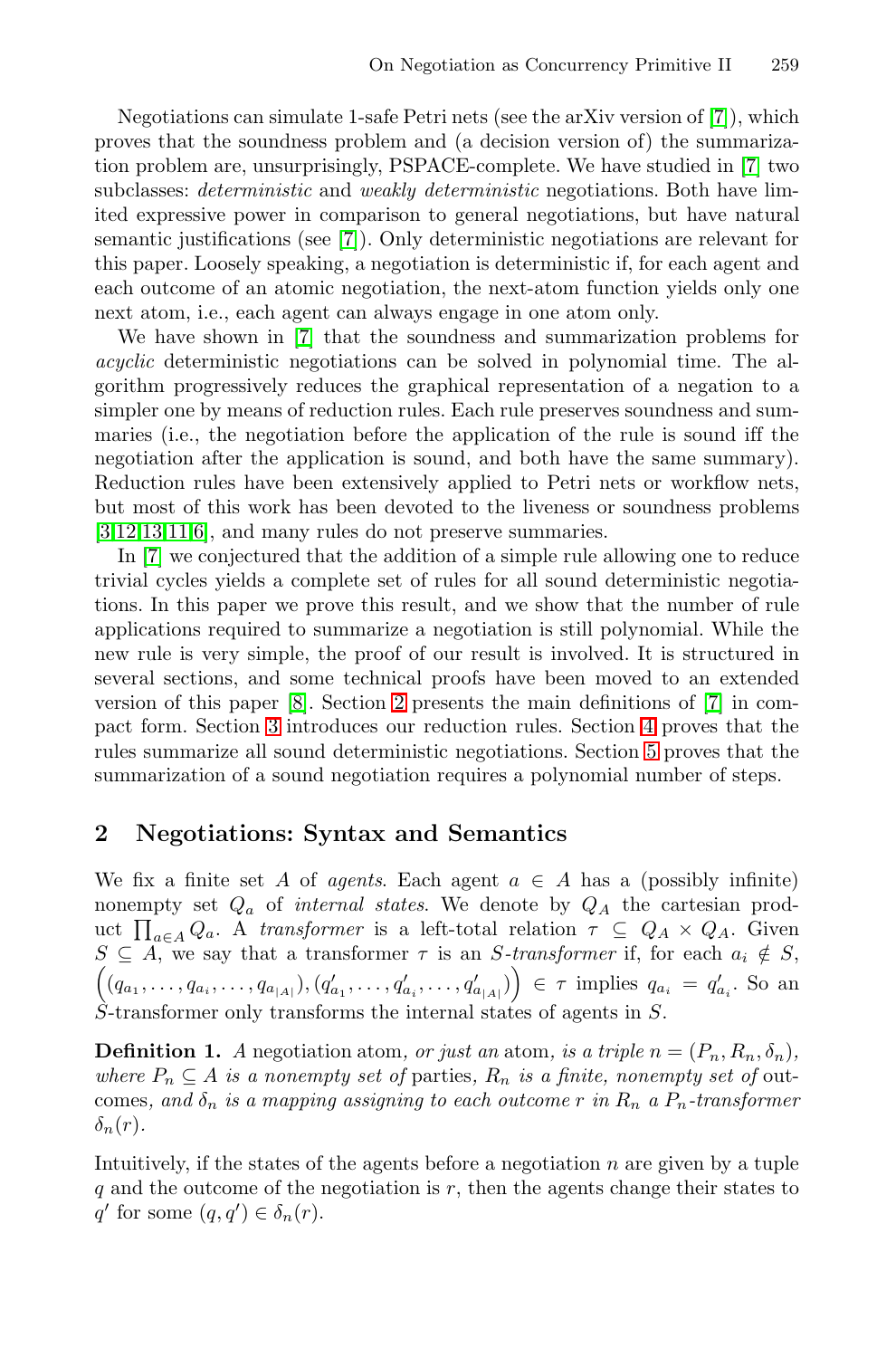Negotiations can simulate 1-safe Petri nets (see the arXiv version of [7]), which proves that the soundness problem and (a decision version of) the summarization problem are, unsurprisingly, PSPACE-complete. We have studied in [7] two subclasses: *deterministic* and *weakly deterministic* negotiations. Both have limited expressive power in comparison to general negotiations, but have natural semantic justifications (see [7]). Only deterministic negotiations are relevant for this paper. Loosely speaking, a negotiation is deterministic if, for each agent and each outcome of an atomic negotiation, the next-atom function yields only one next atom, i.e., each agent can always engage in one atom only.

We have shown in [7] that the soundness and summarization problems for *acyclic* deterministic negotiations can be solved in polynomial time. The algorithm progressively reduces the graphical representation of a negation to a simpler one by means of reduction rules. Each rule preserves soundness and summaries (i.e., the negotiation before the application of the rule is sound iff the negotiation after the application is sound, and both have the same summary). Reduction rules have been extensively applied to Petri nets or workflow nets, but most of this work has been devoted to the liveness or soundness problems [3,12,13,11,6], and many rules do not preserve summaries.

In [7] we conjectured that the addition of a simple rule allowing one to reduce trivial cycles yields a complete set of rules for all sound deterministic negotiations. In this paper we prove this result, and we show that the number of rule applications required to summarize a negotiation is still polynomial. While the new rule is very simple, the proof of our result is involved. It is structured in several sections, and some technical proofs have been moved to an extended version of this paper [8]. Section 2 presents the main definitions of [7] in compact form. Section 3 introduces our reduction rules. Section 4 proves that the rules summarize all sound deterministic negotiations. Section 5 proves that the summarization of a sound negotiation requires a polynomial number of steps.

## 2 Negotiations: Syntax and Semantics

We fix a finite set $A$ of *agents*. Each agent $a \in A$ has a (possibly infinite) nonempty set $Q_a$ of *internal states*. We denote by $Q_A$ the cartesian product $\prod_{a \in A} Q_a$. A *transformer* is a left-total relation $\tau \subseteq Q_A \times Q_A$. Given $S \subseteq A$, we say that a transformer $\tau$ is an $S$-*transformer* if, for each $a_i \notin S$, $\Big((q_{a_1}, \ldots, q_{a_i}, \ldots, q_{a_{|A|}}), (q'_{a_1}, \ldots, q'_{a_i}, \ldots, q'_{a_{|A|}})\Big) \in \tau$ implies $q_{a_i} = q'_{a_i}$. So an $S$-transformer only transforms the internal states of agents in $S$.

**Definition 1.** *A* negotiation atom*, or just an* atom*, is a triple $n = (P_n, R_n, \delta_n)$, where $P_n \subseteq A$ is a nonempty set of* parties*, $R_n$ is a finite, nonempty set of* outcomes*, and $\delta_n$ is a mapping assigning to each outcome $r$ in $R_n$ a $P_n$-transformer $\delta_n(r)$.*

Intuitively, if the states of the agents before a negotiation $n$ are given by a tuple $q$ and the outcome of the negotiation is $r$, then the agents change their states to $q'$ for some $(q, q') \in \delta_n(r)$.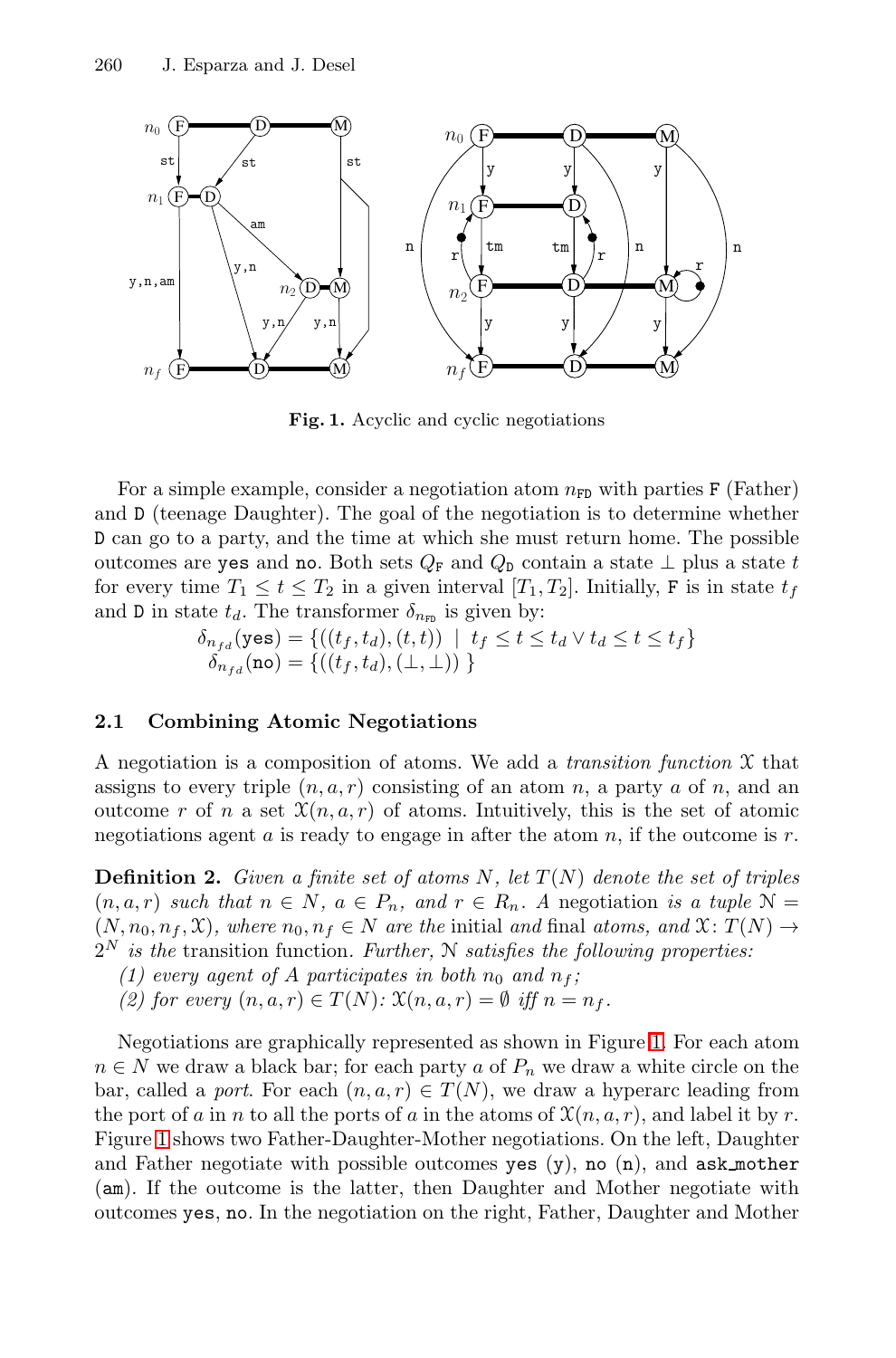**Fig. 1.** Acyclic and cyclic negotiations

For a simple example, consider a negotiation atom $n_{\mathtt{FD}}$ with parties F (Father) and D (teenage Daughter). The goal of the negotiation is to determine whether D can go to a party, and the time at which she must return home. The possible outcomes are yes and no. Both sets $Q_{\mathtt{F}}$ and $Q_{\mathtt{D}}$ contain a state $\bot$ plus a state $t$ for every time $T_1 \leq t \leq T_2$ in a given interval $[T_1, T_2]$. Initially, F is in state $t_f$ and D in state $t_d$. The transformer $\delta_{n_{\mathtt{FD}}}$ is given by:

$$\delta_{n_{fd}}(\mathtt{yes}) = \{((t_f, t_d), (t,t)) \mid t_f \leq t \leq t_d \vee t_d \leq t \leq t_f\}$$
$$\delta_{n_{fd}}(\mathtt{no}) = \{((t_f, t_d), (\bot, \bot))\}$$

## 2.1 Combining Atomic Negotiations

A negotiation is a composition of atoms. We add a *transition function* $\mathcal{X}$ that assigns to every triple $(n, a, r)$ consisting of an atom $n$, a party $a$ of $n$, and an outcome $r$ of $n$ a set $\mathcal{X}(n, a, r)$ of atoms. Intuitively, this is the set of atomic negotiations agent $a$ is ready to engage in after the atom $n$, if the outcome is $r$.

**Definition 2.** *Given a finite set of atoms $N$, let $T(N)$ denote the set of triples $(n, a, r)$ such that $n \in N$, $a \in P_n$, and $r \in R_n$. A* negotiation *is a tuple $\mathcal{N} = (N, n_0, n_f, \mathcal{X})$, where $n_0, n_f \in N$ are the* initial *and* final *atoms, and $\mathcal{X} \colon T(N) \to 2^N$ is the* transition function. *Further, $\mathcal{N}$ satisfies the following properties:*

*(1) every agent of $A$ participates in both $n_0$ and $n_f$;*
*(2) for every $(n, a, r) \in T(N)$: $\mathcal{X}(n, a, r) = \emptyset$ iff $n = n_f$.*

Negotiations are graphically represented as shown in Figure 1. For each atom $n \in N$ we draw a black bar; for each party $a$ of $P_n$ we draw a white circle on the bar, called a *port*. For each $(n, a, r) \in T(N)$, we draw a hyperarc leading from the port of $a$ in $n$ to all the ports of $a$ in the atoms of $\mathcal{X}(n, a, r)$, and label it by $r$. Figure 1 shows two Father-Daughter-Mother negotiations. On the left, Daughter and Father negotiate with possible outcomes yes (y), no (n), and ask_mother (am). If the outcome is the latter, then Daughter and Mother negotiate with outcomes yes, no. In the negotiation on the right, Father, Daughter and Mother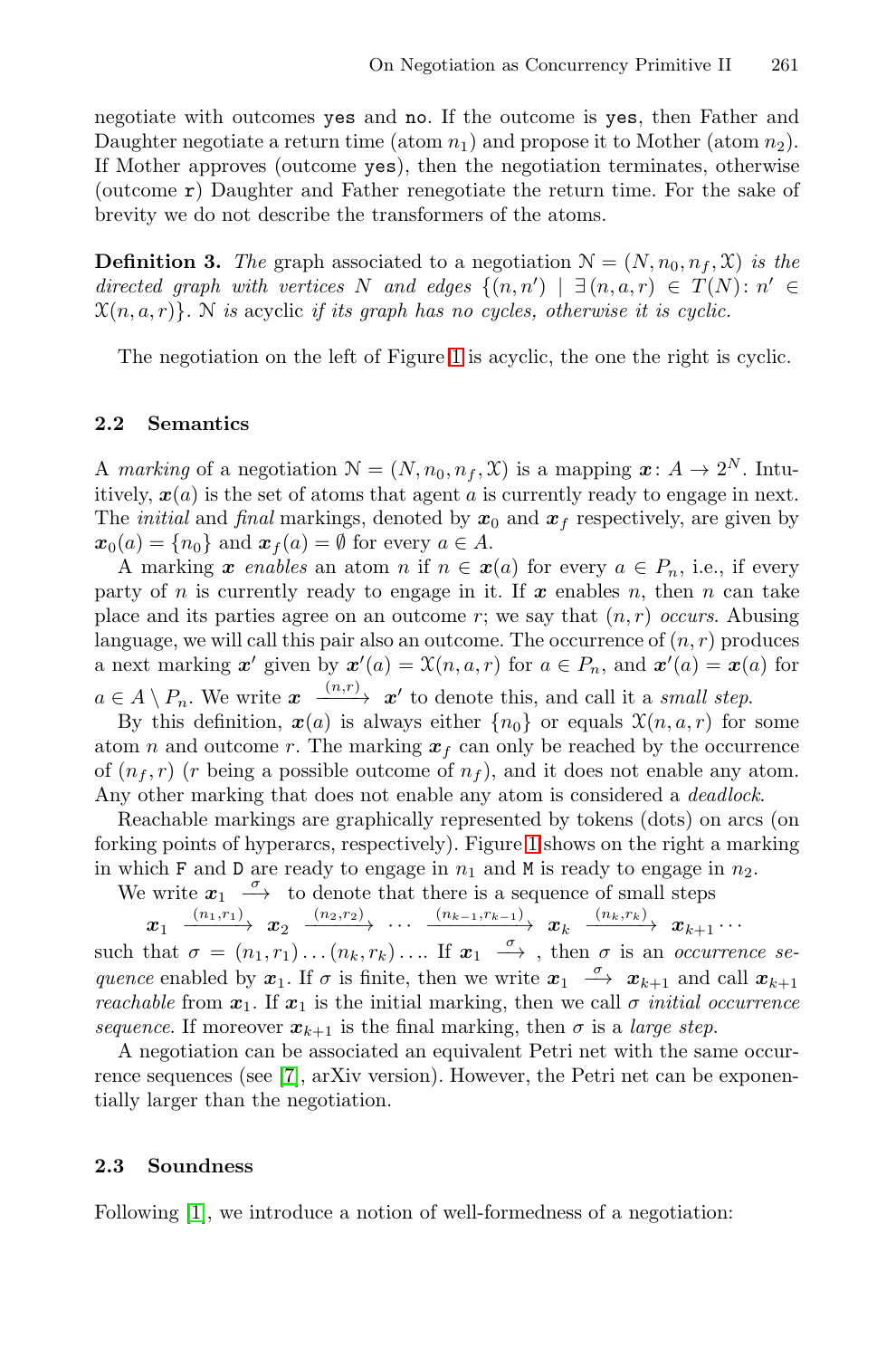negotiate with outcomes `yes` and `no`. If the outcome is `yes`, then Father and Daughter negotiate a return time (atom $n_1$) and propose it to Mother (atom $n_2$). If Mother approves (outcome `yes`), then the negotiation terminates, otherwise (outcome `r`) Daughter and Father renegotiate the return time. For the sake of brevity we do not describe the transformers of the atoms.

**Definition 3.** *The* graph associated to a negotiation $\mathcal{N} = (N, n_0, n_f, \mathcal{X})$ *is the directed graph with vertices* $N$ *and edges* $\{(n, n') \mid \exists\, (n, a, r) \in T(N)\colon n' \in \mathcal{X}(n, a, r)\}$*.* $\mathcal{N}$ *is* acyclic *if its graph has no cycles, otherwise it is cyclic.*

The negotiation on the left of Figure 1 is acyclic, the one the right is cyclic.

### 2.2 Semantics

A *marking* of a negotiation $\mathcal{N} = (N, n_0, n_f, \mathcal{X})$ is a mapping $\boldsymbol{x}\colon A \to 2^N$. Intuitively, $\boldsymbol{x}(a)$ is the set of atoms that agent $a$ is currently ready to engage in next. The *initial* and *final* markings, denoted by $\boldsymbol{x}_0$ and $\boldsymbol{x}_f$ respectively, are given by $\boldsymbol{x}_0(a) = \{n_0\}$ and $\boldsymbol{x}_f(a) = \emptyset$ for every $a \in A$.

A marking $\boldsymbol{x}$ *enables* an atom $n$ if $n \in \boldsymbol{x}(a)$ for every $a \in P_n$, i.e., if every party of $n$ is currently ready to engage in it. If $\boldsymbol{x}$ enables $n$, then $n$ can take place and its parties agree on an outcome $r$; we say that $(n, r)$ *occurs*. Abusing language, we will call this pair also an outcome. The occurrence of $(n, r)$ produces a next marking $\boldsymbol{x}'$ given by $\boldsymbol{x}'(a) = \mathcal{X}(n, a, r)$ for $a \in P_n$, and $\boldsymbol{x}'(a) = \boldsymbol{x}(a)$ for $a \in A \setminus P_n$. We write $\boldsymbol{x} \xrightarrow{(n,r)} \boldsymbol{x}'$ to denote this, and call it a *small step*.

By this definition, $\boldsymbol{x}(a)$ is always either $\{n_0\}$ or equals $\mathcal{X}(n, a, r)$ for some atom $n$ and outcome $r$. The marking $\boldsymbol{x}_f$ can only be reached by the occurrence of $(n_f, r)$ ($r$ being a possible outcome of $n_f$), and it does not enable any atom. Any other marking that does not enable any atom is considered a *deadlock*.

Reachable markings are graphically represented by tokens (dots) on arcs (on forking points of hyperarcs, respectively). Figure 1 shows on the right a marking in which `F` and `D` are ready to engage in $n_1$ and `M` is ready to engage in $n_2$.

We write $\boldsymbol{x}_1 \xrightarrow{\sigma}$ to denote that there is a sequence of small steps

$$\boldsymbol{x}_1 \xrightarrow{(n_1,r_1)} \boldsymbol{x}_2 \xrightarrow{(n_2,r_2)} \cdots \xrightarrow{(n_{k-1},r_{k-1})} \boldsymbol{x}_k \xrightarrow{(n_k,r_k)} \boldsymbol{x}_{k+1} \cdots$$

such that $\sigma = (n_1, r_1) \ldots (n_k, r_k) \ldots$. If $\boldsymbol{x}_1 \xrightarrow{\sigma}$, then $\sigma$ is an *occurrence sequence* enabled by $\boldsymbol{x}_1$. If $\sigma$ is finite, then we write $\boldsymbol{x}_1 \xrightarrow{\sigma} \boldsymbol{x}_{k+1}$ and call $\boldsymbol{x}_{k+1}$ *reachable* from $\boldsymbol{x}_1$. If $\boldsymbol{x}_1$ is the initial marking, then we call $\sigma$ *initial occurrence sequence*. If moreover $\boldsymbol{x}_{k+1}$ is the final marking, then $\sigma$ is a *large step*.

A negotiation can be associated an equivalent Petri net with the same occurrence sequences (see [7], arXiv version). However, the Petri net can be exponentially larger than the negotiation.

### 2.3 Soundness

Following [1], we introduce a notion of well-formedness of a negotiation: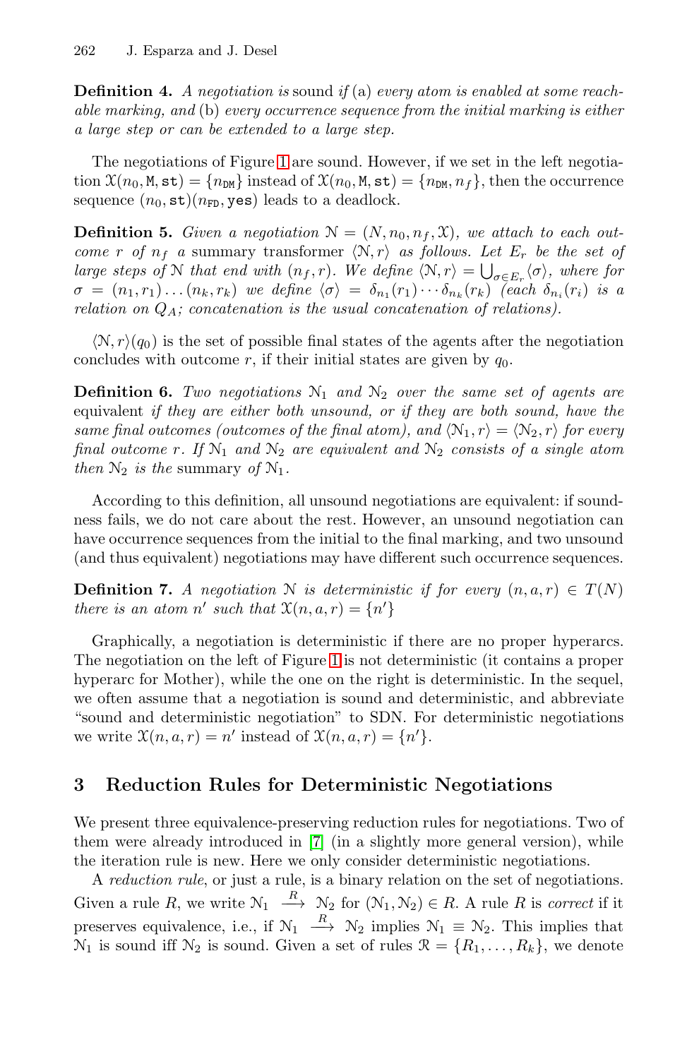**Definition 4.** *A negotiation is* sound *if* (a) *every atom is enabled at some reachable marking, and* (b) *every occurrence sequence from the initial marking is either a large step or can be extended to a large step.*

The negotiations of Figure 1 are sound. However, if we set in the left negotiation $\mathcal{X}(n_0, \mathtt{M}, \mathtt{st}) = \{n_{\mathtt{DM}}\}$ instead of $\mathcal{X}(n_0, \mathtt{M}, \mathtt{st}) = \{n_{\mathtt{DM}}, n_f\}$, then the occurrence sequence $(n_0, \mathtt{st})(n_{\mathtt{FD}}, \mathtt{yes})$ leads to a deadlock.

**Definition 5.** *Given a negotiation $\mathcal{N} = (N, n_0, n_f, \mathcal{X})$, we attach to each outcome $r$ of $n_f$ a* summary transformer *$\langle \mathcal{N}, r \rangle$ as follows. Let $E_r$ be the set of large steps of $\mathcal{N}$ that end with $(n_f, r)$. We define $\langle \mathcal{N}, r \rangle = \bigcup_{\sigma \in E_r} \langle \sigma \rangle$, where for $\sigma = (n_1, r_1) \dots (n_k, r_k)$ we define $\langle \sigma \rangle = \delta_{n_1}(r_1) \cdots \delta_{n_k}(r_k)$ (each $\delta_{n_i}(r_i)$ is a relation on $Q_A$; concatenation is the usual concatenation of relations).*

$\langle \mathcal{N}, r \rangle(q_0)$ is the set of possible final states of the agents after the negotiation concludes with outcome $r$, if their initial states are given by $q_0$.

**Definition 6.** *Two negotiations $\mathcal{N}_1$ and $\mathcal{N}_2$ over the same set of agents are* equivalent *if they are either both unsound, or if they are both sound, have the same final outcomes (outcomes of the final atom), and $\langle \mathcal{N}_1, r \rangle = \langle \mathcal{N}_2, r \rangle$ for every final outcome $r$. If $\mathcal{N}_1$ and $\mathcal{N}_2$ are equivalent and $\mathcal{N}_2$ consists of a single atom then $\mathcal{N}_2$ is the* summary *of $\mathcal{N}_1$.*

According to this definition, all unsound negotiations are equivalent: if soundness fails, we do not care about the rest. However, an unsound negotiation can have occurrence sequences from the initial to the final marking, and two unsound (and thus equivalent) negotiations may have different such occurrence sequences.

**Definition 7.** *A negotiation $\mathcal{N}$ is deterministic if for every $(n, a, r) \in T(N)$ there is an atom $n'$ such that $\mathcal{X}(n, a, r) = \{n'\}$*

Graphically, a negotiation is deterministic if there are no proper hyperarcs. The negotiation on the left of Figure 1 is not deterministic (it contains a proper hyperarc for Mother), while the one on the right is deterministic. In the sequel, we often assume that a negotiation is sound and deterministic, and abbreviate "sound and deterministic negotiation" to SDN. For deterministic negotiations we write $\mathcal{X}(n, a, r) = n'$ instead of $\mathcal{X}(n, a, r) = \{n'\}$.

## 3 Reduction Rules for Deterministic Negotiations

We present three equivalence-preserving reduction rules for negotiations. Two of them were already introduced in [7] (in a slightly more general version), while the iteration rule is new. Here we only consider deterministic negotiations.

A *reduction rule*, or just a rule, is a binary relation on the set of negotiations. Given a rule $R$, we write $\mathcal{N}_1 \xrightarrow{R} \mathcal{N}_2$ for $(\mathcal{N}_1, \mathcal{N}_2) \in R$. A rule $R$ is *correct* if it preserves equivalence, i.e., if $\mathcal{N}_1 \xrightarrow{R} \mathcal{N}_2$ implies $\mathcal{N}_1 \equiv \mathcal{N}_2$. This implies that $\mathcal{N}_1$ is sound iff $\mathcal{N}_2$ is sound. Given a set of rules $\mathcal{R} = \{R_1, \dots, R_k\}$, we denote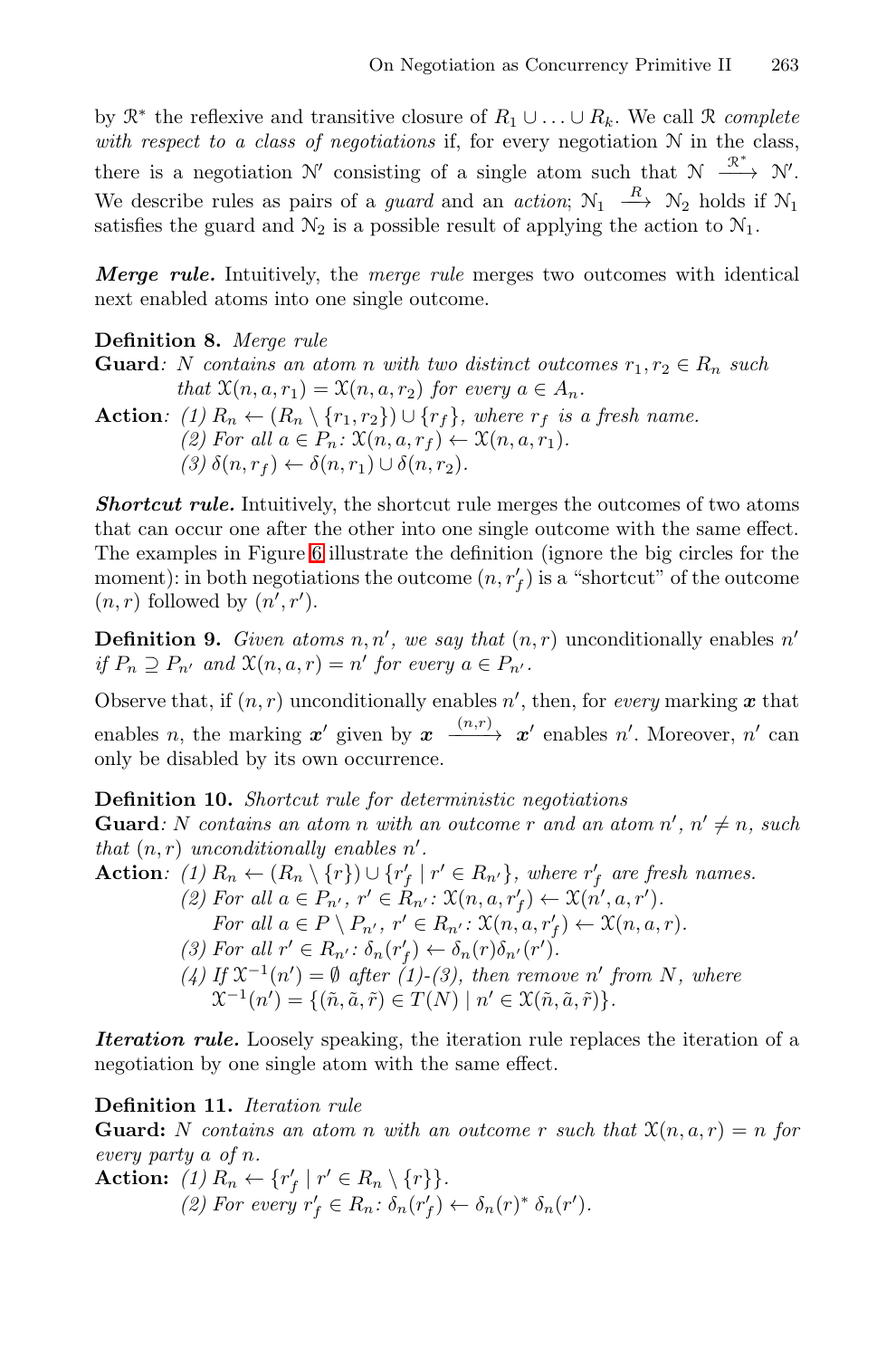by $\mathcal{R}^*$ the reflexive and transitive closure of $R_1 \cup \ldots \cup R_k$. We call $\mathcal{R}$ *complete with respect to a class of negotiations* if, for every negotiation $\mathcal{N}$ in the class, there is a negotiation $\mathcal{N}'$ consisting of a single atom such that $\mathcal{N} \xrightarrow{\mathcal{R}^*} \mathcal{N}'$. We describe rules as pairs of a *guard* and an *action*; $\mathcal{N}_1 \xrightarrow{R} \mathcal{N}_2$ holds if $\mathcal{N}_1$ satisfies the guard and $\mathcal{N}_2$ is a possible result of applying the action to $\mathcal{N}_1$.

***Merge rule.*** Intuitively, the *merge rule* merges two outcomes with identical next enabled atoms into one single outcome.

**Definition 8.** *Merge rule*
**Guard**: *$N$ contains an atom $n$ with two distinct outcomes $r_1, r_2 \in R_n$ such that $\mathcal{X}(n, a, r_1) = \mathcal{X}(n, a, r_2)$ for every $a \in A_n$.*
**Action**: *(1) $R_n \leftarrow (R_n \setminus \{r_1, r_2\}) \cup \{r_f\}$, where $r_f$ is a fresh name.*
*(2) For all $a \in P_n$: $\mathcal{X}(n, a, r_f) \leftarrow \mathcal{X}(n, a, r_1)$.*
*(3) $\delta(n, r_f) \leftarrow \delta(n, r_1) \cup \delta(n, r_2)$.*

***Shortcut rule.*** Intuitively, the shortcut rule merges the outcomes of two atoms that can occur one after the other into one single outcome with the same effect. The examples in Figure 6 illustrate the definition (ignore the big circles for the moment): in both negotiations the outcome $(n, r'_f)$ is a "shortcut" of the outcome $(n, r)$ followed by $(n', r')$.

**Definition 9.** *Given atoms $n, n'$, we say that $(n, r)$* unconditionally enables *$n'$ if $P_n \supseteq P_{n'}$ and $\mathcal{X}(n, a, r) = n'$ for every $a \in P_{n'}$.*

Observe that, if $(n, r)$ unconditionally enables $n'$, then, for *every* marking $\boldsymbol{x}$ that enables $n$, the marking $\boldsymbol{x}'$ given by $\boldsymbol{x} \xrightarrow{(n,r)} \boldsymbol{x}'$ enables $n'$. Moreover, $n'$ can only be disabled by its own occurrence.

**Definition 10.** *Shortcut rule for deterministic negotiations*
**Guard**: *$N$ contains an atom $n$ with an outcome $r$ and an atom $n'$, $n' \neq n$, such that $(n, r)$ unconditionally enables $n'$.*
**Action**: *(1) $R_n \leftarrow (R_n \setminus \{r\}) \cup \{r'_f \mid r' \in R_{n'}\}$, where $r'_f$ are fresh names.*
*(2) For all $a \in P_{n'}$, $r' \in R_{n'}$: $\mathcal{X}(n, a, r'_f) \leftarrow \mathcal{X}(n', a, r')$.*
*For all $a \in P \setminus P_{n'}$, $r' \in R_{n'}$: $\mathcal{X}(n, a, r'_f) \leftarrow \mathcal{X}(n, a, r)$.*
*(3) For all $r' \in R_{n'}$: $\delta_n(r'_f) \leftarrow \delta_n(r)\delta_{n'}(r')$.*
*(4) If $\mathcal{X}^{-1}(n') = \emptyset$ after (1)-(3), then remove $n'$ from $N$, where $\mathcal{X}^{-1}(n') = \{(\tilde{n}, \tilde{a}, \tilde{r}) \in T(N) \mid n' \in \mathcal{X}(\tilde{n}, \tilde{a}, \tilde{r})\}$.*

***Iteration rule.*** Loosely speaking, the iteration rule replaces the iteration of a negotiation by one single atom with the same effect.

**Definition 11.** *Iteration rule*
**Guard:** *$N$ contains an atom $n$ with an outcome $r$ such that $\mathcal{X}(n, a, r) = n$ for every party $a$ of $n$.*
**Action:** *(1) $R_n \leftarrow \{r'_f \mid r' \in R_n \setminus \{r\}\}$.*
*(2) For every $r'_f \in R_n$: $\delta_n(r'_f) \leftarrow \delta_n(r)^* \, \delta_n(r')$.*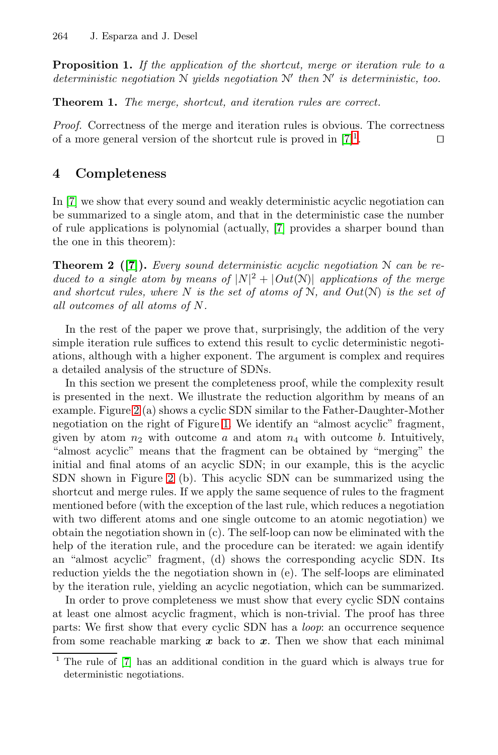**Proposition 1.** *If the application of the shortcut, merge or iteration rule to a deterministic negotiation $\mathcal{N}$ yields negotiation $\mathcal{N}'$ then $\mathcal{N}'$ is deterministic, too.*

**Theorem 1.** *The merge, shortcut, and iteration rules are correct.*

*Proof.* Correctness of the merge and iteration rules is obvious. The correctness of a more general version of the shortcut rule is proved in [7][1]. ◻

## 4 Completeness

In [7] we show that every sound and weakly deterministic acyclic negotiation can be summarized to a single atom, and that in the deterministic case the number of rule applications is polynomial (actually, [7] provides a sharper bound than the one in this theorem):

**Theorem 2 ([7]).** *Every sound deterministic acyclic negotiation $\mathcal{N}$ can be reduced to a single atom by means of $|N|^2 + |Out(\mathcal{N})|$ applications of the merge and shortcut rules, where $N$ is the set of atoms of $\mathcal{N}$, and $Out(\mathcal{N})$ is the set of all outcomes of all atoms of $N$.*

In the rest of the paper we prove that, surprisingly, the addition of the very simple iteration rule suffices to extend this result to cyclic deterministic negotiations, although with a higher exponent. The argument is complex and requires a detailed analysis of the structure of SDNs.

In this section we present the completeness proof, while the complexity result is presented in the next. We illustrate the reduction algorithm by means of an example. Figure 2 (a) shows a cyclic SDN similar to the Father-Daughter-Mother negotiation on the right of Figure 1. We identify an "almost acyclic" fragment, given by atom $n_2$ with outcome $a$ and atom $n_4$ with outcome $b$. Intuitively, "almost acyclic" means that the fragment can be obtained by "merging" the initial and final atoms of an acyclic SDN; in our example, this is the acyclic SDN shown in Figure 2 (b). This acyclic SDN can be summarized using the shortcut and merge rules. If we apply the same sequence of rules to the fragment mentioned before (with the exception of the last rule, which reduces a negotiation with two different atoms and one single outcome to an atomic negotiation) we obtain the negotiation shown in (c). The self-loop can now be eliminated with the help of the iteration rule, and the procedure can be iterated: we again identify an "almost acyclic" fragment, (d) shows the corresponding acyclic SDN. Its reduction yields the the negotiation shown in (e). The self-loops are eliminated by the iteration rule, yielding an acyclic negotiation, which can be summarized.

In order to prove completeness we must show that every cyclic SDN contains at least one almost acyclic fragment, which is non-trivial. The proof has three parts: We first show that every cyclic SDN has a *loop*: an occurrence sequence from some reachable marking $\boldsymbol{x}$ back to $\boldsymbol{x}$. Then we show that each minimal

[1] The rule of [7] has an additional condition in the guard which is always true for deterministic negotiations.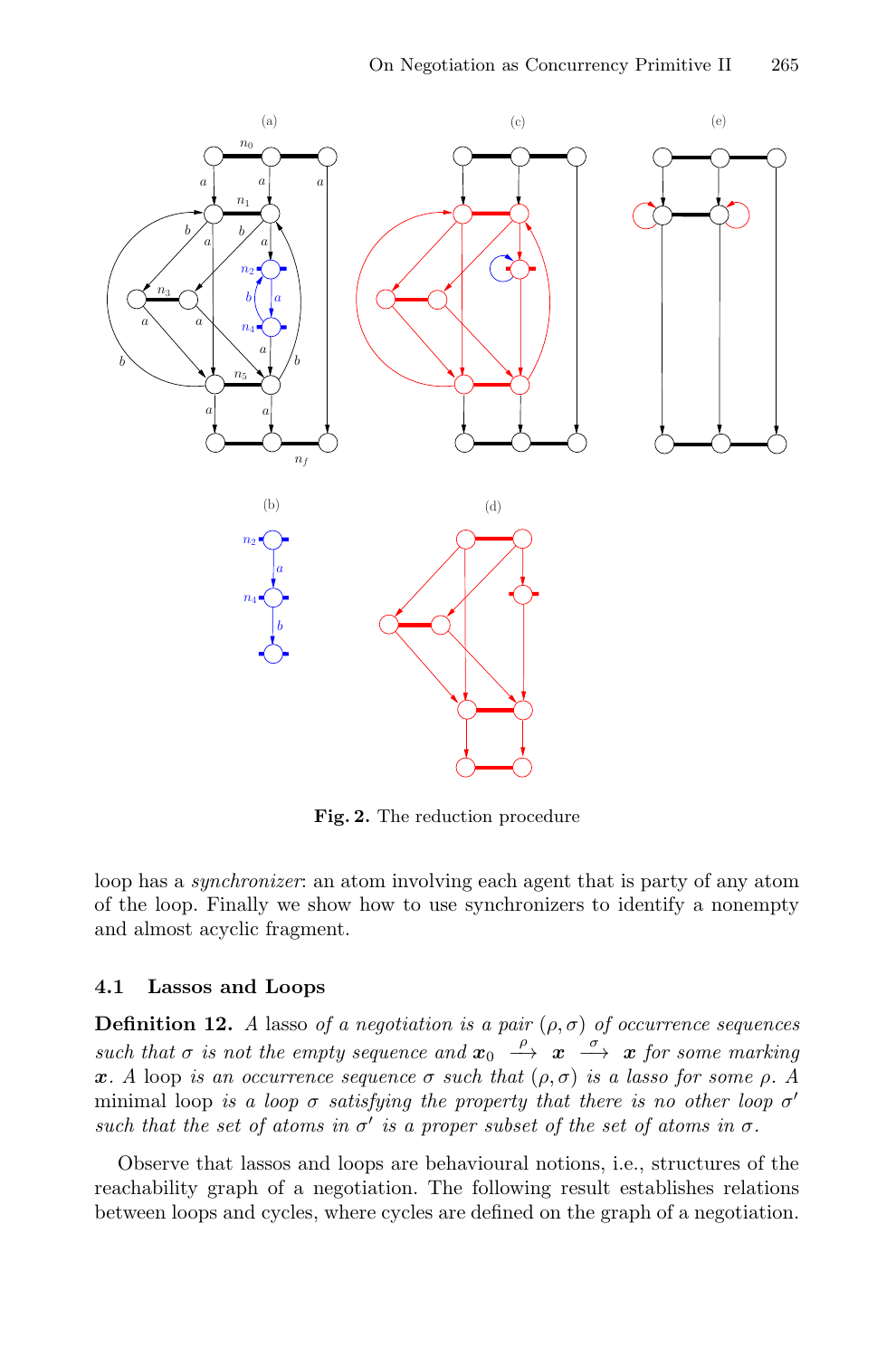**Fig. 2.** The reduction procedure

loop has a *synchronizer*: an atom involving each agent that is party of any atom of the loop. Finally we show how to use synchronizers to identify a nonempty and almost acyclic fragment.

### 4.1 Lassos and Loops

**Definition 12.** *A* lasso *of a negotiation is a pair* $(\rho, \sigma)$ *of occurrence sequences such that* $\sigma$ *is not the empty sequence and* $\boldsymbol{x}_0 \xrightarrow{\rho} \boldsymbol{x} \xrightarrow{\sigma} \boldsymbol{x}$ *for some marking* $\boldsymbol{x}$*. A* loop *is an occurrence sequence* $\sigma$ *such that* $(\rho, \sigma)$ *is a lasso for some* $\rho$*. A* minimal loop *is a loop* $\sigma$ *satisfying the property that there is no other loop* $\sigma'$ *such that the set of atoms in* $\sigma'$ *is a proper subset of the set of atoms in* $\sigma$*.*

Observe that lassos and loops are behavioural notions, i.e., structures of the reachability graph of a negotiation. The following result establishes relations between loops and cycles, where cycles are defined on the graph of a negotiation.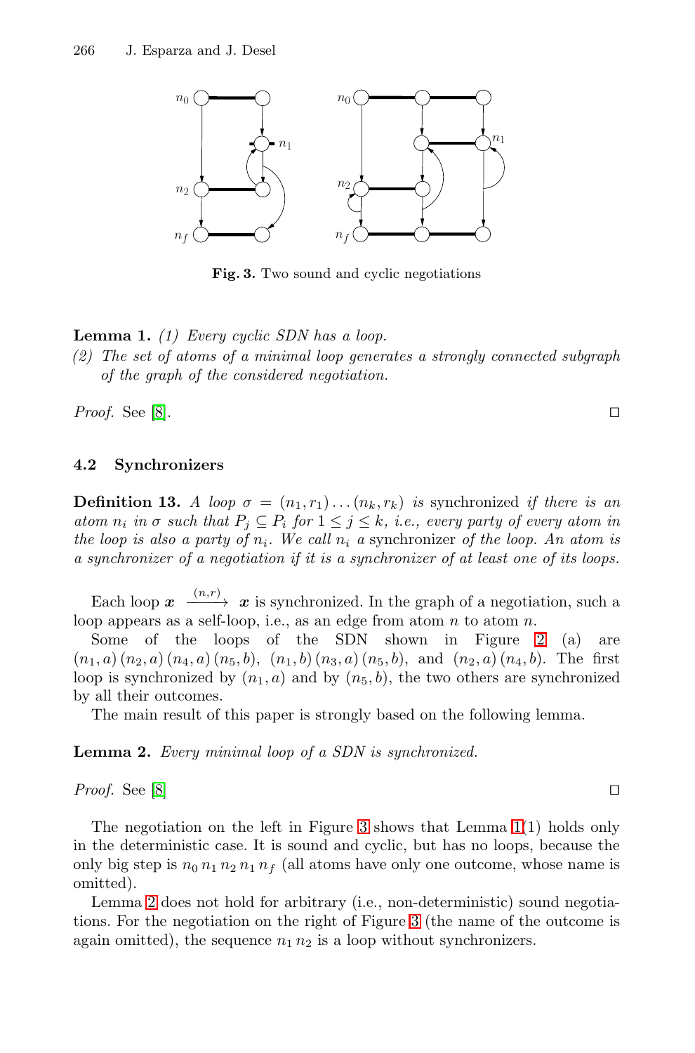Fig. 3. Two sound and cyclic negotiations

**Lemma 1.** *(1) Every cyclic SDN has a loop.*
*(2) The set of atoms of a minimal loop generates a strongly connected subgraph of the graph of the considered negotiation.*

*Proof.* See [8]. □

### 4.2 Synchronizers

**Definition 13.** *A loop $\sigma = (n_1, r_1) \ldots (n_k, r_k)$ is* synchronized *if there is an atom $n_i$ in $\sigma$ such that $P_j \subseteq P_i$ for $1 \leq j \leq k$, i.e., every party of every atom in the loop is also a party of $n_i$. We call $n_i$ a* synchronizer *of the loop. An atom is a synchronizer of a negotiation if it is a synchronizer of at least one of its loops.*

Each loop $\boldsymbol{x} \xrightarrow{(n,r)} \boldsymbol{x}$ is synchronized. In the graph of a negotiation, such a loop appears as a self-loop, i.e., as an edge from atom $n$ to atom $n$.

Some of the loops of the SDN shown in Figure 2 (a) are $(n_1, a)\,(n_2, a)\,(n_4, a)\,(n_5, b)$, $(n_1, b)\,(n_3, a)\,(n_5, b)$, and $(n_2, a)\,(n_4, b)$. The first loop is synchronized by $(n_1, a)$ and by $(n_5, b)$, the two others are synchronized by all their outcomes.

The main result of this paper is strongly based on the following lemma.

**Lemma 2.** *Every minimal loop of a SDN is synchronized.*

*Proof.* See [8] □

The negotiation on the left in Figure 3 shows that Lemma 1(1) holds only in the deterministic case. It is sound and cyclic, but has no loops, because the only big step is $n_0\, n_1\, n_2\, n_1\, n_f$ (all atoms have only one outcome, whose name is omitted).

Lemma 2 does not hold for arbitrary (i.e., non-deterministic) sound negotiations. For the negotiation on the right of Figure 3 (the name of the outcome is again omitted), the sequence $n_1\, n_2$ is a loop without synchronizers.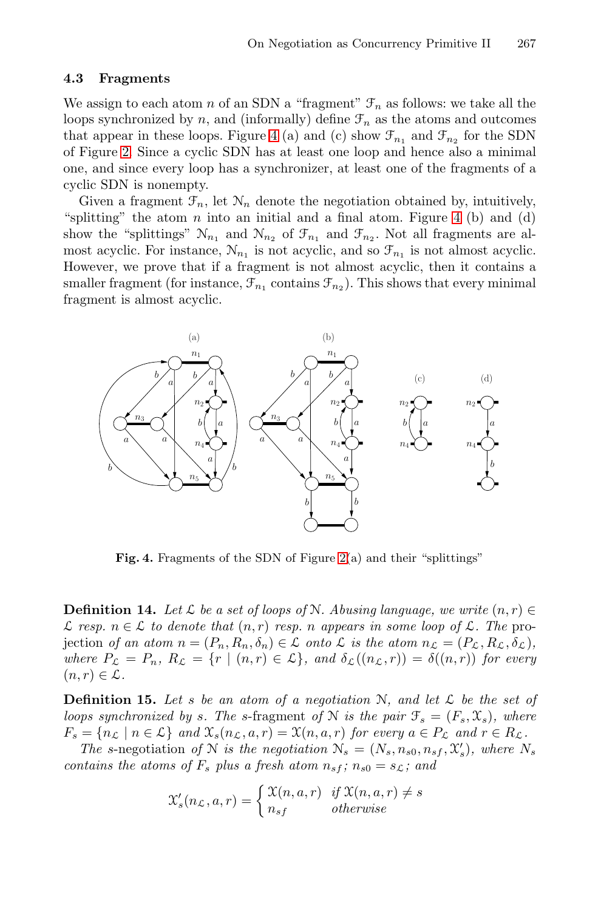### 4.3 Fragments

We assign to each atom $n$ of an SDN a "fragment" $\mathcal{F}_n$ as follows: we take all the loops synchronized by $n$, and (informally) define $\mathcal{F}_n$ as the atoms and outcomes that appear in these loops. Figure 4 (a) and (c) show $\mathcal{F}_{n_1}$ and $\mathcal{F}_{n_2}$ for the SDN of Figure 2. Since a cyclic SDN has at least one loop and hence also a minimal one, and since every loop has a synchronizer, at least one of the fragments of a cyclic SDN is nonempty.

Given a fragment $\mathcal{F}_n$, let $\mathcal{N}_n$ denote the negotiation obtained by, intuitively, "splitting" the atom $n$ into an initial and a final atom. Figure 4 (b) and (d) show the "splittings" $\mathcal{N}_{n_1}$ and $\mathcal{N}_{n_2}$ of $\mathcal{F}_{n_1}$ and $\mathcal{F}_{n_2}$. Not all fragments are almost acyclic. For instance, $\mathcal{N}_{n_1}$ is not acyclic, and so $\mathcal{F}_{n_1}$ is not almost acyclic. However, we prove that if a fragment is not almost acyclic, then it contains a smaller fragment (for instance, $\mathcal{F}_{n_1}$ contains $\mathcal{F}_{n_2}$). This shows that every minimal fragment is almost acyclic.

**Fig. 4.** Fragments of the SDN of Figure 2(a) and their "splittings"

**Definition 14.** *Let $\mathcal{L}$ be a set of loops of $\mathcal{N}$. Abusing language, we write $(n,r) \in \mathcal{L}$ resp. $n \in \mathcal{L}$ to denote that $(n,r)$ resp. $n$ appears in some loop of $\mathcal{L}$. The* projection *of an atom $n = (P_n, R_n, \delta_n) \in \mathcal{L}$ onto $\mathcal{L}$ is the atom $n_\mathcal{L} = (P_\mathcal{L}, R_\mathcal{L}, \delta_\mathcal{L})$, where $P_\mathcal{L} = P_n$, $R_\mathcal{L} = \{r \mid (n,r) \in \mathcal{L}\}$, and $\delta_\mathcal{L}((n_\mathcal{L}, r)) = \delta((n,r))$ for every $(n,r) \in \mathcal{L}$.*

**Definition 15.** *Let $s$ be an atom of a negotiation $\mathcal{N}$, and let $\mathcal{L}$ be the set of loops synchronized by $s$. The* $s$-fragment *of $\mathcal{N}$ is the pair $\mathcal{F}_s = (F_s, \mathcal{X}_s)$, where $F_s = \{n_\mathcal{L} \mid n \in \mathcal{L}\}$ and $\mathcal{X}_s(n_\mathcal{L}, a, r) = \mathcal{X}(n, a, r)$ for every $a \in P_\mathcal{L}$ and $r \in R_\mathcal{L}$.*

*The* $s$-negotiation *of $\mathcal{N}$ is the negotiation $\mathcal{N}_s = (N_s, n_{s0}, n_{sf}, \mathcal{X}'_s)$, where $N_s$ contains the atoms of $F_s$ plus a fresh atom $n_{sf}$; $n_{s0} = s_\mathcal{L}$; and*

$$\mathcal{X}'_s(n_\mathcal{L}, a, r) = \begin{cases} \mathcal{X}(n, a, r) & \text{if } \mathcal{X}(n, a, r) \neq s \\ n_{sf} & \text{otherwise} \end{cases}$$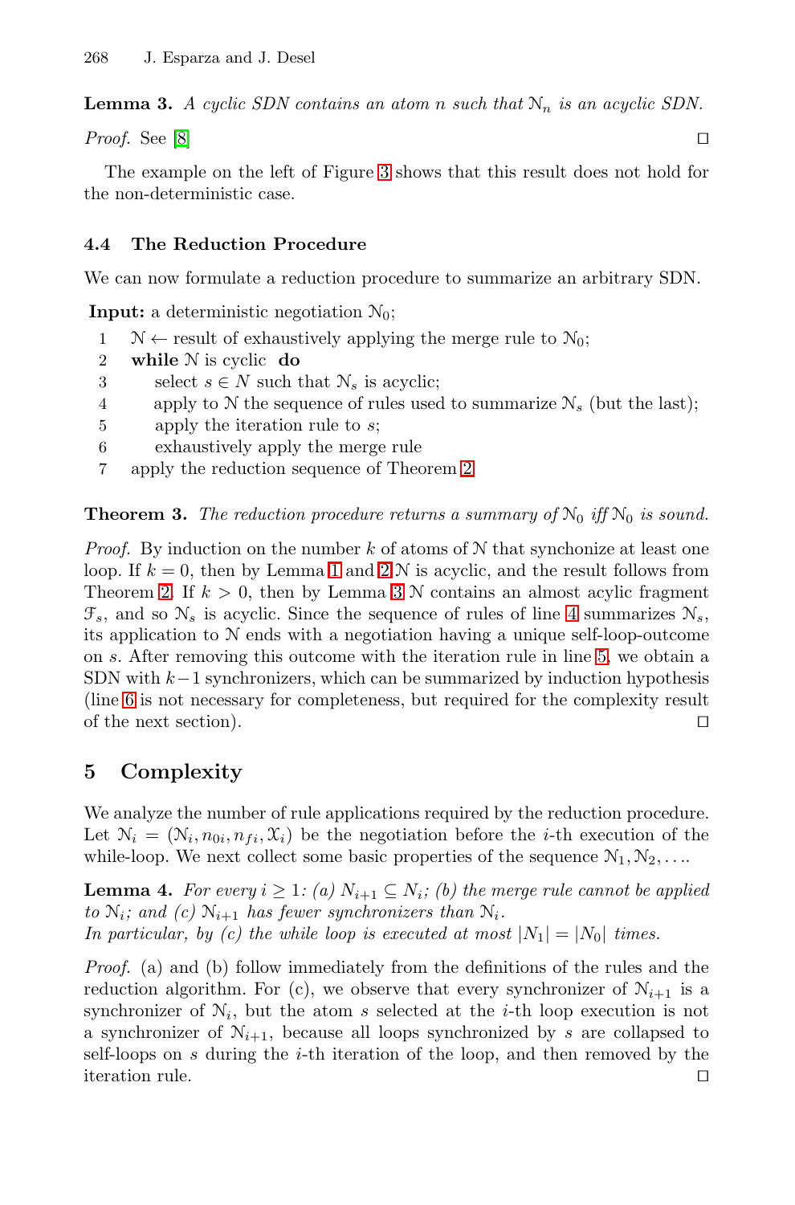**Lemma 3.** *A cyclic SDN contains an atom $n$ such that $\mathcal{N}_n$ is an acyclic SDN.*

*Proof.* See [8] □

The example on the left of Figure 3 shows that this result does not hold for the non-deterministic case.

### 4.4 The Reduction Procedure

We can now formulate a reduction procedure to summarize an arbitrary SDN.

**Input:** a deterministic negotiation $\mathcal{N}_0$;

1. $\mathcal{N} \leftarrow$ result of exhaustively applying the merge rule to $\mathcal{N}_0$;
2. **while** $\mathcal{N}$ is cyclic **do**
3. select $s \in N$ such that $\mathcal{N}_s$ is acyclic;
4. apply to $\mathcal{N}$ the sequence of rules used to summarize $\mathcal{N}_s$ (but the last);
5. apply the iteration rule to $s$;
6. exhaustively apply the merge rule
7. apply the reduction sequence of Theorem 2

**Theorem 3.** *The reduction procedure returns a summary of $\mathcal{N}_0$ iff $\mathcal{N}_0$ is sound.*

*Proof.* By induction on the number $k$ of atoms of $\mathcal{N}$ that synchronize at least one loop. If $k = 0$, then by Lemma 1 and 2 $\mathcal{N}$ is acyclic, and the result follows from Theorem 2. If $k > 0$, then by Lemma 3 $\mathcal{N}$ contains an almost acylic fragment $\mathcal{F}_s$, and so $\mathcal{N}_s$ is acyclic. Since the sequence of rules of line 4 summarizes $\mathcal{N}_s$, its application to $\mathcal{N}$ ends with a negotiation having a unique self-loop-outcome on $s$. After removing this outcome with the iteration rule in line 5, we obtain a SDN with $k-1$ synchronizers, which can be summarized by induction hypothesis (line 6 is not necessary for completeness, but required for the complexity result of the next section). □

## 5 Complexity

We analyze the number of rule applications required by the reduction procedure. Let $\mathcal{N}_i = (\mathcal{N}_i, n_{0i}, n_{fi}, \mathcal{X}_i)$ be the negotiation before the $i$-th execution of the while-loop. We next collect some basic properties of the sequence $\mathcal{N}_1, \mathcal{N}_2, \ldots$.

**Lemma 4.** *For every $i \geq 1$: (a) $N_{i+1} \subseteq N_i$; (b) the merge rule cannot be applied to $\mathcal{N}_i$; and (c) $\mathcal{N}_{i+1}$ has fewer synchronizers than $\mathcal{N}_i$.*
*In particular, by (c) the while loop is executed at most $|N_1| = |N_0|$ times.*

*Proof.* (a) and (b) follow immediately from the definitions of the rules and the reduction algorithm. For (c), we observe that every synchronizer of $\mathcal{N}_{i+1}$ is a synchronizer of $\mathcal{N}_i$, but the atom $s$ selected at the $i$-th loop execution is not a synchronizer of $\mathcal{N}_{i+1}$, because all loops synchronized by $s$ are collapsed to self-loops on $s$ during the $i$-th iteration of the loop, and then removed by the iteration rule. □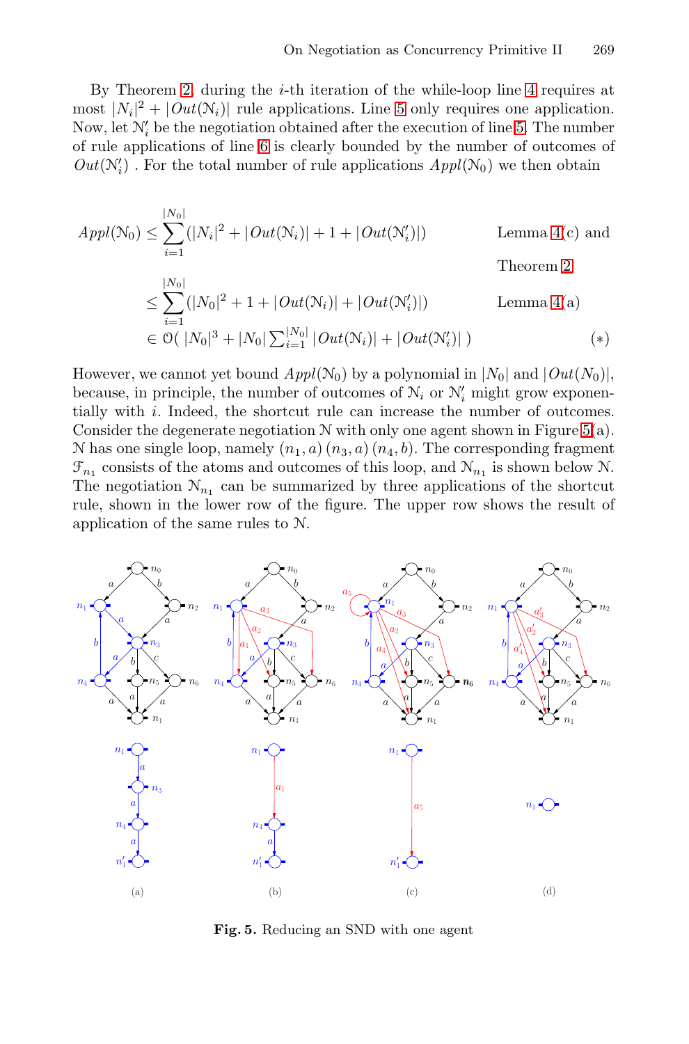By Theorem 2, during the $i$-th iteration of the while-loop line 4 requires at most $|N_i|^2 + |Out(\mathcal{N}_i)|$ rule applications. Line 5 only requires one application. Now, let $\mathcal{N}'_i$ be the negotiation obtained after the execution of line 5. The number of rule applications of line 6 is clearly bounded by the number of outcomes of $Out(\mathcal{N}'_i)$ . For the total number of rule applications $Appl(\mathcal{N}_0)$ we then obtain

$$
\begin{aligned}
Appl(\mathcal{N}_0) &\leq \sum_{i=1}^{|N_0|} (|N_i|^2 + |Out(\mathcal{N}_i)| + 1 + |Out(\mathcal{N}'_i)|) && \text{Lemma 4(c) and Theorem 2} \\
&\leq \sum_{i=1}^{|N_0|} (|N_0|^2 + 1 + |Out(\mathcal{N}_i)| + |Out(\mathcal{N}'_i)|) && \text{Lemma 4(a)} \\
&\in \mathcal{O}(\ |N_0|^3 + |N_0| \textstyle\sum_{i=1}^{|N_0|} |Out(\mathcal{N}_i)| + |Out(\mathcal{N}'_i)|\ ) && (*)
\end{aligned}
$$

However, we cannot yet bound $Appl(\mathcal{N}_0)$ by a polynomial in $|N_0|$ and $|Out(N_0)|$, because, in principle, the number of outcomes of $\mathcal{N}_i$ or $\mathcal{N}'_i$ might grow exponentially with $i$. Indeed, the shortcut rule can increase the number of outcomes. Consider the degenerate negotiation $\mathcal{N}$ with only one agent shown in Figure 5(a). $\mathcal{N}$ has one single loop, namely $(n_1, a)\,(n_3, a)\,(n_4, b)$. The corresponding fragment $\mathcal{F}_{n_1}$ consists of the atoms and outcomes of this loop, and $\mathcal{N}_{n_1}$ is shown below $\mathcal{N}$. The negotiation $\mathcal{N}_{n_1}$ can be summarized by three applications of the shortcut rule, shown in the lower row of the figure. The upper row shows the result of application of the same rules to $\mathcal{N}$.

**Fig. 5.** Reducing an SND with one agent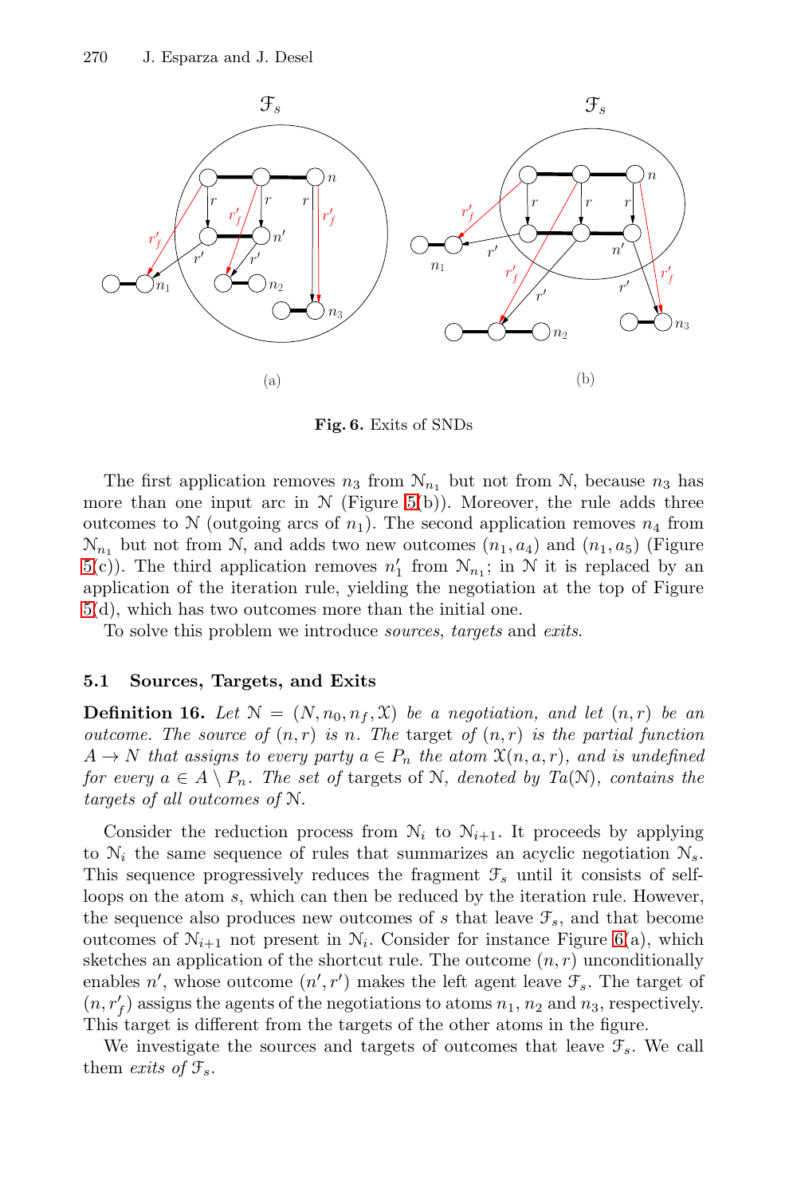**Fig. 6.** Exits of SNDs

The first application removes $n_3$ from $\mathcal{N}_{n_1}$ but not from $\mathcal{N}$, because $n_3$ has more than one input arc in $\mathcal{N}$ (Figure 5(b)). Moreover, the rule adds three outcomes to $\mathcal{N}$ (outgoing arcs of $n_1$). The second application removes $n_4$ from $\mathcal{N}_{n_1}$ but not from $\mathcal{N}$, and adds two new outcomes $(n_1, a_4)$ and $(n_1, a_5)$ (Figure 5(c)). The third application removes $n'_1$ from $\mathcal{N}_{n_1}$; in $\mathcal{N}$ it is replaced by an application of the iteration rule, yielding the negotiation at the top of Figure 5(d), which has two outcomes more than the initial one.

To solve this problem we introduce *sources*, *targets* and *exits*.

### 5.1 Sources, Targets, and Exits

**Definition 16.** *Let $\mathcal{N} = (N, n_0, n_f, \mathfrak{X})$ be a negotiation, and let $(n, r)$ be an outcome. The source of $(n, r)$ is $n$. The* target *of $(n, r)$ is the partial function $A \to N$ that assigns to every party $a \in P_n$ the atom $\mathfrak{X}(n, a, r)$, and is undefined for every $a \in A \setminus P_n$. The set of* targets *of $\mathcal{N}$, denoted by $Ta(\mathcal{N})$, contains the targets of all outcomes of $\mathcal{N}$.*

Consider the reduction process from $\mathcal{N}_i$ to $\mathcal{N}_{i+1}$. It proceeds by applying to $\mathcal{N}_i$ the same sequence of rules that summarizes an acyclic negotiation $\mathcal{N}_s$. This sequence progressively reduces the fragment $\mathcal{F}_s$ until it consists of self-loops on the atom $s$, which can then be reduced by the iteration rule. However, the sequence also produces new outcomes of $s$ that leave $\mathcal{F}_s$, and that become outcomes of $\mathcal{N}_{i+1}$ not present in $\mathcal{N}_i$. Consider for instance Figure 6(a), which sketches an application of the shortcut rule. The outcome $(n, r)$ unconditionally enables $n'$, whose outcome $(n', r')$ makes the left agent leave $\mathcal{F}_s$. The target of $(n, r'_f)$ assigns the agents of the negotiations to atoms $n_1$, $n_2$ and $n_3$, respectively. This target is different from the targets of the other atoms in the figure.

We investigate the sources and targets of outcomes that leave $\mathcal{F}_s$. We call them *exits of* $\mathcal{F}_s$.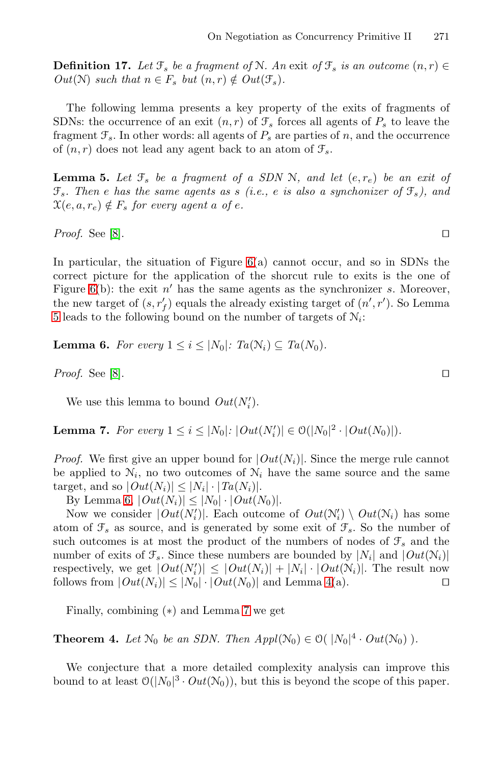**Definition 17.** *Let $\mathcal{F}_s$ be a fragment of $\mathcal{N}$. An* exit *of $\mathcal{F}_s$ is an outcome $(n, r) \in Out(\mathcal{N})$ such that $n \in F_s$ but $(n, r) \notin Out(\mathcal{F}_s)$.*

The following lemma presents a key property of the exits of fragments of SDNs: the occurrence of an exit $(n, r)$ of $\mathcal{F}_s$ forces all agents of $P_s$ to leave the fragment $\mathcal{F}_s$. In other words: all agents of $P_s$ are parties of $n$, and the occurrence of $(n, r)$ does not lead any agent back to an atom of $\mathcal{F}_s$.

**Lemma 5.** *Let $\mathcal{F}_s$ be a fragment of a SDN $\mathcal{N}$, and let $(e, r_e)$ be an exit of $\mathcal{F}_s$. Then $e$ has the same agents as $s$ (i.e., $e$ is also a synchonizer of $\mathcal{F}_s$), and $\mathcal{X}(e, a, r_e) \notin F_s$ for every agent $a$ of $e$.*

*Proof.* See [8]. ◻

In particular, the situation of Figure 6(a) cannot occur, and so in SDNs the correct picture for the application of the shorcut rule to exits is the one of Figure 6(b): the exit $n'$ has the same agents as the synchronizer $s$. Moreover, the new target of $(s, r'_f)$ equals the already existing target of $(n', r')$. So Lemma 5 leads to the following bound on the number of targets of $\mathcal{N}_i$:

**Lemma 6.** *For every $1 \leq i \leq |N_0|$: $Ta(\mathcal{N}_i) \subseteq Ta(N_0)$.*

*Proof.* See [8]. ◻

We use this lemma to bound $Out(N'_i)$.

**Lemma 7.** *For every $1 \leq i \leq |N_0|$: $|Out(N'_i)| \in \mathcal{O}(|N_0|^2 \cdot |Out(N_0)|)$.*

*Proof.* We first give an upper bound for $|Out(N_i)|$. Since the merge rule cannot be applied to $\mathcal{N}_i$, no two outcomes of $\mathcal{N}_i$ have the same source and the same target, and so $|Out(N_i)| \leq |N_i| \cdot |Ta(N_i)|$.

By Lemma 6, $|Out(N_i)| \leq |N_0| \cdot |Out(N_0)|$.

Now we consider $|Out(N'_i)|$. Each outcome of $Out(\mathcal{N}'_i) \setminus Out(\mathcal{N}_i)$ has some atom of $\mathcal{F}_s$ as source, and is generated by some exit of $\mathcal{F}_s$. So the number of such outcomes is at most the product of the numbers of nodes of $\mathcal{F}_s$ and the number of exits of $\mathcal{F}_s$. Since these numbers are bounded by $|N_i|$ and $|Out(\mathcal{N}_i)|$ respectively, we get $|Out(N'_i)| \leq |Out(N_i)| + |N_i| \cdot |Out(\mathcal{N}_i)|$. The result now follows from $|Out(N_i)| \leq |N_0| \cdot |Out(N_0)|$ and Lemma 4(a). ◻

Finally, combining $(*)$ and Lemma 7 we get

**Theorem 4.** *Let $\mathcal{N}_0$ be an SDN. Then $Appl(\mathcal{N}_0) \in \mathcal{O}(\ |N_0|^4 \cdot Out(\mathcal{N}_0)\ )$.*

We conjecture that a more detailed complexity analysis can improve this bound to at least $\mathcal{O}(|N_0|^3 \cdot Out(\mathcal{N}_0))$, but this is beyond the scope of this paper.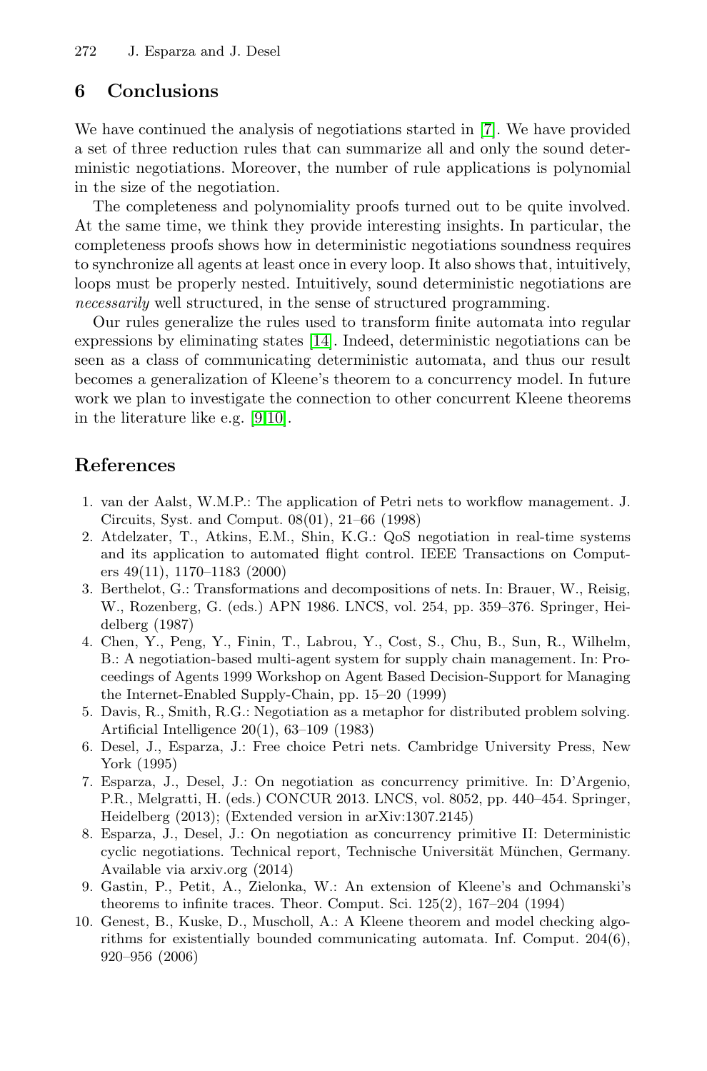## 6 Conclusions

We have continued the analysis of negotiations started in [7]. We have provided a set of three reduction rules that can summarize all and only the sound deterministic negotiations. Moreover, the number of rule applications is polynomial in the size of the negotiation.

The completeness and polynomiality proofs turned out to be quite involved. At the same time, we think they provide interesting insights. In particular, the completeness proofs shows how in deterministic negotiations soundness requires to synchronize all agents at least once in every loop. It also shows that, intuitively, loops must be properly nested. Intuitively, sound deterministic negotiations are *necessarily* well structured, in the sense of structured programming.

Our rules generalize the rules used to transform finite automata into regular expressions by eliminating states [14]. Indeed, deterministic negotiations can be seen as a class of communicating deterministic automata, and thus our result becomes a generalization of Kleene's theorem to a concurrency model. In future work we plan to investigate the connection to other concurrent Kleene theorems in the literature like e.g. [9,10].

## References

1. van der Aalst, W.M.P.: The application of Petri nets to workflow management. J. Circuits, Syst. and Comput. 08(01), 21–66 (1998)
2. Atdelzater, T., Atkins, E.M., Shin, K.G.: QoS negotiation in real-time systems and its application to automated flight control. IEEE Transactions on Computers 49(11), 1170–1183 (2000)
3. Berthelot, G.: Transformations and decompositions of nets. In: Brauer, W., Reisig, W., Rozenberg, G. (eds.) APN 1986. LNCS, vol. 254, pp. 359–376. Springer, Heidelberg (1987)
4. Chen, Y., Peng, Y., Finin, T., Labrou, Y., Cost, S., Chu, B., Sun, R., Wilhelm, B.: A negotiation-based multi-agent system for supply chain management. In: Proceedings of Agents 1999 Workshop on Agent Based Decision-Support for Managing the Internet-Enabled Supply-Chain, pp. 15–20 (1999)
5. Davis, R., Smith, R.G.: Negotiation as a metaphor for distributed problem solving. Artificial Intelligence 20(1), 63–109 (1983)
6. Desel, J., Esparza, J.: Free choice Petri nets. Cambridge University Press, New York (1995)
7. Esparza, J., Desel, J.: On negotiation as concurrency primitive. In: D'Argenio, P.R., Melgratti, H. (eds.) CONCUR 2013. LNCS, vol. 8052, pp. 440–454. Springer, Heidelberg (2013); (Extended version in arXiv:1307.2145)
8. Esparza, J., Desel, J.: On negotiation as concurrency primitive II: Deterministic cyclic negotiations. Technical report, Technische Universität München, Germany. Available via arxiv.org (2014)
9. Gastin, P., Petit, A., Zielonka, W.: An extension of Kleene's and Ochmanski's theorems to infinite traces. Theor. Comput. Sci. 125(2), 167–204 (1994)
10. Genest, B., Kuske, D., Muscholl, A.: A Kleene theorem and model checking algorithms for existentially bounded communicating automata. Inf. Comput. 204(6), 920–956 (2006)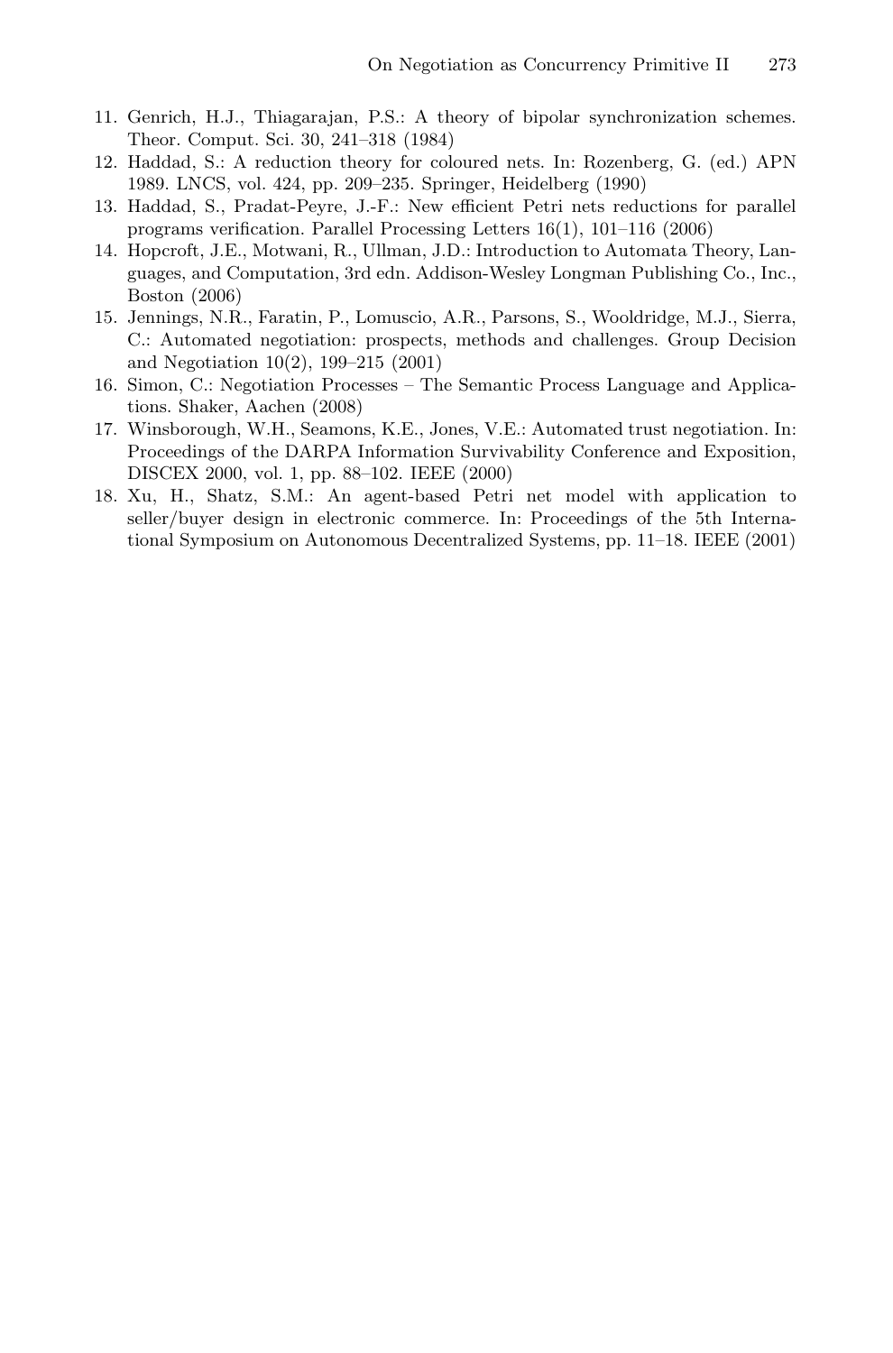11. Genrich, H.J., Thiagarajan, P.S.: A theory of bipolar synchronization schemes. Theor. Comput. Sci. 30, 241–318 (1984)
12. Haddad, S.: A reduction theory for coloured nets. In: Rozenberg, G. (ed.) APN 1989. LNCS, vol. 424, pp. 209–235. Springer, Heidelberg (1990)
13. Haddad, S., Pradat-Peyre, J.-F.: New efficient Petri nets reductions for parallel programs verification. Parallel Processing Letters 16(1), 101–116 (2006)
14. Hopcroft, J.E., Motwani, R., Ullman, J.D.: Introduction to Automata Theory, Languages, and Computation, 3rd edn. Addison-Wesley Longman Publishing Co., Inc., Boston (2006)
15. Jennings, N.R., Faratin, P., Lomuscio, A.R., Parsons, S., Wooldridge, M.J., Sierra, C.: Automated negotiation: prospects, methods and challenges. Group Decision and Negotiation 10(2), 199–215 (2001)
16. Simon, C.: Negotiation Processes – The Semantic Process Language and Applications. Shaker, Aachen (2008)
17. Winsborough, W.H., Seamons, K.E., Jones, V.E.: Automated trust negotiation. In: Proceedings of the DARPA Information Survivability Conference and Exposition, DISCEX 2000, vol. 1, pp. 88–102. IEEE (2000)
18. Xu, H., Shatz, S.M.: An agent-based Petri net model with application to seller/buyer design in electronic commerce. In: Proceedings of the 5th International Symposium on Autonomous Decentralized Systems, pp. 11–18. IEEE (2001)